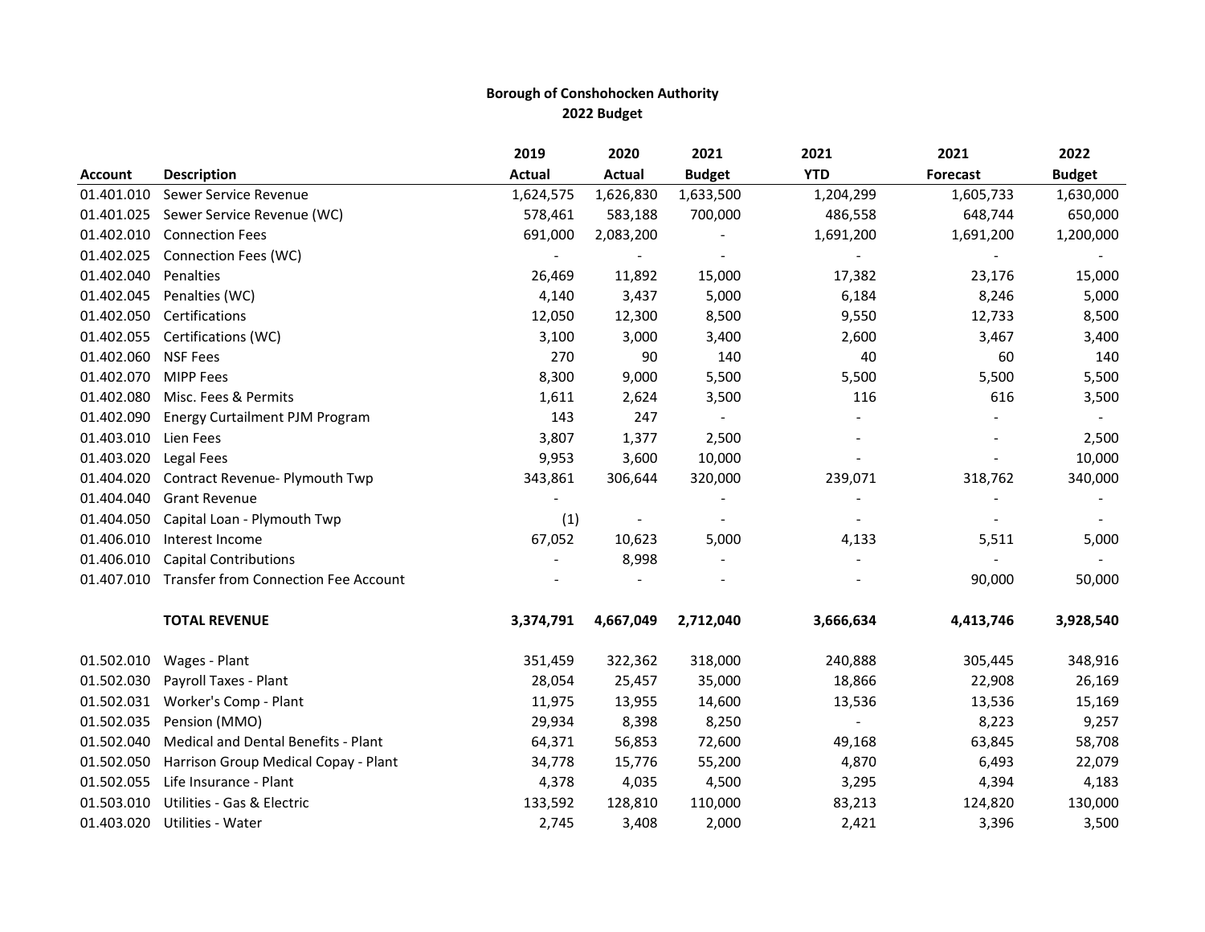**Borough of Conshohocken Authority**
**2022 Budget**

| Account | Description | 2019 Actual | 2020 Actual | 2021 Budget | 2021 YTD | 2021 Forecast | 2022 Budget |
|---|---|---|---|---|---|---|---|
| 01.401.010 | Sewer Service Revenue | 1,624,575 | 1,626,830 | 1,633,500 | 1,204,299 | 1,605,733 | 1,630,000 |
| 01.401.025 | Sewer Service Revenue (WC) | 578,461 | 583,188 | 700,000 | 486,558 | 648,744 | 650,000 |
| 01.402.010 | Connection Fees | 691,000 | 2,083,200 | - | 1,691,200 | 1,691,200 | 1,200,000 |
| 01.402.025 | Connection Fees (WC) | - | - | - | - | - | - |
| 01.402.040 | Penalties | 26,469 | 11,892 | 15,000 | 17,382 | 23,176 | 15,000 |
| 01.402.045 | Penalties (WC) | 4,140 | 3,437 | 5,000 | 6,184 | 8,246 | 5,000 |
| 01.402.050 | Certifications | 12,050 | 12,300 | 8,500 | 9,550 | 12,733 | 8,500 |
| 01.402.055 | Certifications (WC) | 3,100 | 3,000 | 3,400 | 2,600 | 3,467 | 3,400 |
| 01.402.060 | NSF Fees | 270 | 90 | 140 | 40 | 60 | 140 |
| 01.402.070 | MIPP Fees | 8,300 | 9,000 | 5,500 | 5,500 | 5,500 | 5,500 |
| 01.402.080 | Misc. Fees & Permits | 1,611 | 2,624 | 3,500 | 116 | 616 | 3,500 |
| 01.402.090 | Energy Curtailment PJM Program | 143 | 247 | - | - | - | - |
| 01.403.010 | Lien Fees | 3,807 | 1,377 | 2,500 | - | - | 2,500 |
| 01.403.020 | Legal Fees | 9,953 | 3,600 | 10,000 | - | - | 10,000 |
| 01.404.020 | Contract Revenue- Plymouth Twp | 343,861 | 306,644 | 320,000 | 239,071 | 318,762 | 340,000 |
| 01.404.040 | Grant Revenue | - | | - | - | - | - |
| 01.404.050 | Capital Loan - Plymouth Twp | (1) | - | - | - | - | - |
| 01.406.010 | Interest Income | 67,052 | 10,623 | 5,000 | 4,133 | 5,511 | 5,000 |
| 01.406.010 | Capital Contributions | - | 8,998 | - | - | - | - |
| 01.407.010 | Transfer from Connection Fee Account | - | - | - | - | 90,000 | 50,000 |
| | **TOTAL REVENUE** | **3,374,791** | **4,667,049** | **2,712,040** | **3,666,634** | **4,413,746** | **3,928,540** |
| 01.502.010 | Wages - Plant | 351,459 | 322,362 | 318,000 | 240,888 | 305,445 | 348,916 |
| 01.502.030 | Payroll Taxes - Plant | 28,054 | 25,457 | 35,000 | 18,866 | 22,908 | 26,169 |
| 01.502.031 | Worker's Comp - Plant | 11,975 | 13,955 | 14,600 | 13,536 | 13,536 | 15,169 |
| 01.502.035 | Pension (MMO) | 29,934 | 8,398 | 8,250 | - | 8,223 | 9,257 |
| 01.502.040 | Medical and Dental Benefits - Plant | 64,371 | 56,853 | 72,600 | 49,168 | 63,845 | 58,708 |
| 01.502.050 | Harrison Group Medical Copay - Plant | 34,778 | 15,776 | 55,200 | 4,870 | 6,493 | 22,079 |
| 01.502.055 | Life Insurance - Plant | 4,378 | 4,035 | 4,500 | 3,295 | 4,394 | 4,183 |
| 01.503.010 | Utilities - Gas & Electric | 133,592 | 128,810 | 110,000 | 83,213 | 124,820 | 130,000 |
| 01.403.020 | Utilities - Water | 2,745 | 3,408 | 2,000 | 2,421 | 3,396 | 3,500 |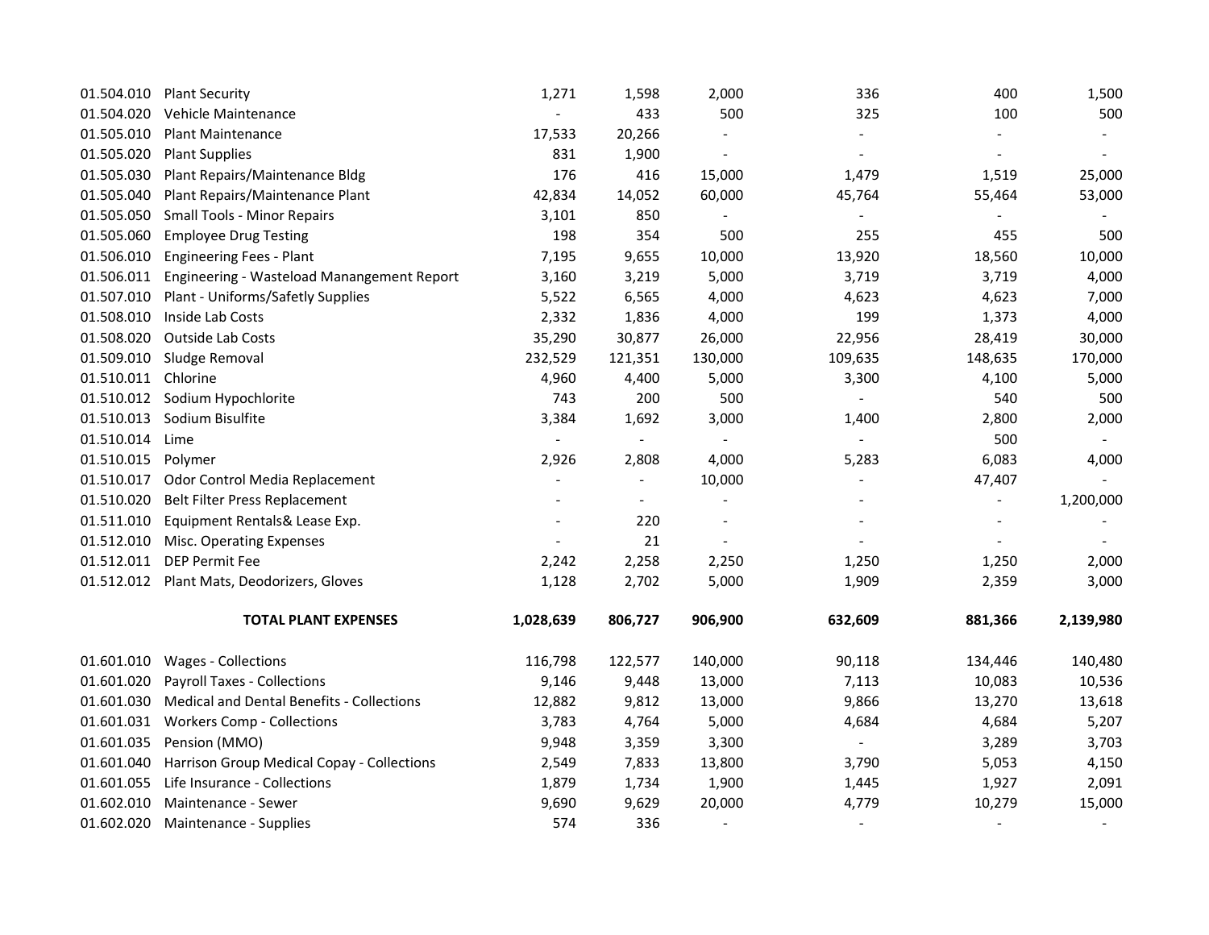| | | | | | | | |
|---|---|---|---|---|---|---|---|
| 01.504.010 | Plant Security | 1,271 | 1,598 | 2,000 | 336 | 400 | 1,500 |
| 01.504.020 | Vehicle Maintenance | - | 433 | 500 | 325 | 100 | 500 |
| 01.505.010 | Plant Maintenance | 17,533 | 20,266 | - | - | - | - |
| 01.505.020 | Plant Supplies | 831 | 1,900 | - | - | - | - |
| 01.505.030 | Plant Repairs/Maintenance Bldg | 176 | 416 | 15,000 | 1,479 | 1,519 | 25,000 |
| 01.505.040 | Plant Repairs/Maintenance Plant | 42,834 | 14,052 | 60,000 | 45,764 | 55,464 | 53,000 |
| 01.505.050 | Small Tools - Minor Repairs | 3,101 | 850 | - | - | - | - |
| 01.505.060 | Employee Drug Testing | 198 | 354 | 500 | 255 | 455 | 500 |
| 01.506.010 | Engineering Fees - Plant | 7,195 | 9,655 | 10,000 | 13,920 | 18,560 | 10,000 |
| 01.506.011 | Engineering - Wasteload Manangement Report | 3,160 | 3,219 | 5,000 | 3,719 | 3,719 | 4,000 |
| 01.507.010 | Plant - Uniforms/Safetly Supplies | 5,522 | 6,565 | 4,000 | 4,623 | 4,623 | 7,000 |
| 01.508.010 | Inside Lab Costs | 2,332 | 1,836 | 4,000 | 199 | 1,373 | 4,000 |
| 01.508.020 | Outside Lab Costs | 35,290 | 30,877 | 26,000 | 22,956 | 28,419 | 30,000 |
| 01.509.010 | Sludge Removal | 232,529 | 121,351 | 130,000 | 109,635 | 148,635 | 170,000 |
| 01.510.011 | Chlorine | 4,960 | 4,400 | 5,000 | 3,300 | 4,100 | 5,000 |
| 01.510.012 | Sodium Hypochlorite | 743 | 200 | 500 | - | 540 | 500 |
| 01.510.013 | Sodium Bisulfite | 3,384 | 1,692 | 3,000 | 1,400 | 2,800 | 2,000 |
| 01.510.014 | Lime | - | - | - | - | 500 | - |
| 01.510.015 | Polymer | 2,926 | 2,808 | 4,000 | 5,283 | 6,083 | 4,000 |
| 01.510.017 | Odor Control Media Replacement | - | - | 10,000 | - | 47,407 | - |
| 01.510.020 | Belt Filter Press Replacement | - | - | - | - | - | 1,200,000 |
| 01.511.010 | Equipment Rentals& Lease Exp. | - | 220 | - | - | - | - |
| 01.512.010 | Misc. Operating Expenses | - | 21 | - | - | - | - |
| 01.512.011 | DEP Permit Fee | 2,242 | 2,258 | 2,250 | 1,250 | 1,250 | 2,000 |
| 01.512.012 | Plant Mats, Deodorizers, Gloves | 1,128 | 2,702 | 5,000 | 1,909 | 2,359 | 3,000 |
| | **TOTAL PLANT EXPENSES** | **1,028,639** | **806,727** | **906,900** | **632,609** | **881,366** | **2,139,980** |
| 01.601.010 | Wages - Collections | 116,798 | 122,577 | 140,000 | 90,118 | 134,446 | 140,480 |
| 01.601.020 | Payroll Taxes - Collections | 9,146 | 9,448 | 13,000 | 7,113 | 10,083 | 10,536 |
| 01.601.030 | Medical and Dental Benefits - Collections | 12,882 | 9,812 | 13,000 | 9,866 | 13,270 | 13,618 |
| 01.601.031 | Workers Comp - Collections | 3,783 | 4,764 | 5,000 | 4,684 | 4,684 | 5,207 |
| 01.601.035 | Pension (MMO) | 9,948 | 3,359 | 3,300 | - | 3,289 | 3,703 |
| 01.601.040 | Harrison Group Medical Copay - Collections | 2,549 | 7,833 | 13,800 | 3,790 | 5,053 | 4,150 |
| 01.601.055 | Life Insurance - Collections | 1,879 | 1,734 | 1,900 | 1,445 | 1,927 | 2,091 |
| 01.602.010 | Maintenance - Sewer | 9,690 | 9,629 | 20,000 | 4,779 | 10,279 | 15,000 |
| 01.602.020 | Maintenance - Supplies | 574 | 336 | - | - | - | - |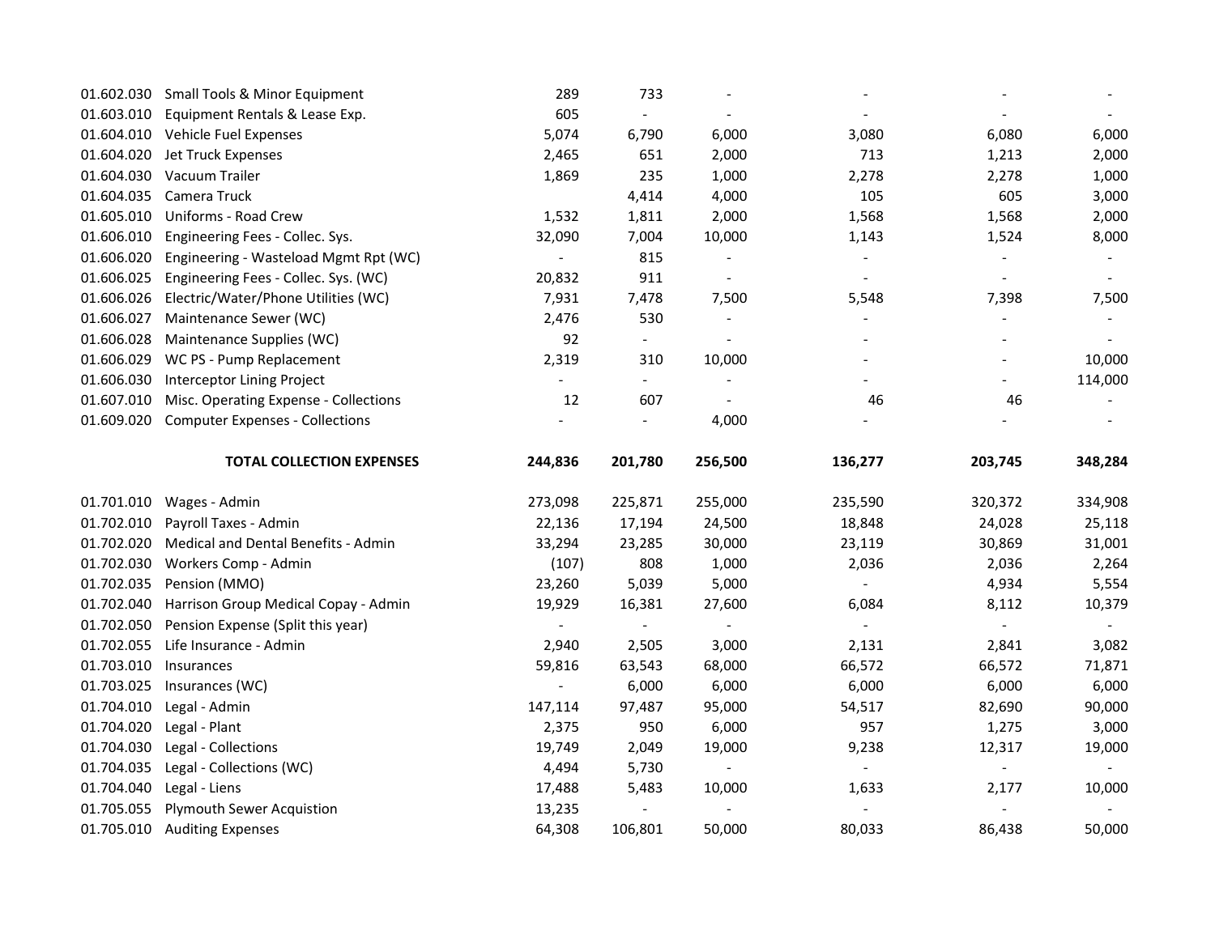| | | | | | | | |
|---|---|---|---|---|---|---|---|
| 01.602.030 | Small Tools & Minor Equipment | 289 | 733 | - | - | - | - |
| 01.603.010 | Equipment Rentals & Lease Exp. | 605 | - | - | - | - | - |
| 01.604.010 | Vehicle Fuel Expenses | 5,074 | 6,790 | 6,000 | 3,080 | 6,080 | 6,000 |
| 01.604.020 | Jet Truck Expenses | 2,465 | 651 | 2,000 | 713 | 1,213 | 2,000 |
| 01.604.030 | Vacuum Trailer | 1,869 | 235 | 1,000 | 2,278 | 2,278 | 1,000 |
| 01.604.035 | Camera Truck | | 4,414 | 4,000 | 105 | 605 | 3,000 |
| 01.605.010 | Uniforms - Road Crew | 1,532 | 1,811 | 2,000 | 1,568 | 1,568 | 2,000 |
| 01.606.010 | Engineering Fees - Collec. Sys. | 32,090 | 7,004 | 10,000 | 1,143 | 1,524 | 8,000 |
| 01.606.020 | Engineering - Wasteload Mgmt Rpt (WC) | - | 815 | - | - | - | - |
| 01.606.025 | Engineering Fees - Collec. Sys. (WC) | 20,832 | 911 | - | - | - | - |
| 01.606.026 | Electric/Water/Phone Utilities (WC) | 7,931 | 7,478 | 7,500 | 5,548 | 7,398 | 7,500 |
| 01.606.027 | Maintenance Sewer (WC) | 2,476 | 530 | - | - | - | - |
| 01.606.028 | Maintenance Supplies (WC) | 92 | - | - | - | - | - |
| 01.606.029 | WC PS - Pump Replacement | 2,319 | 310 | 10,000 | - | - | 10,000 |
| 01.606.030 | Interceptor Lining Project | - | - | - | - | - | 114,000 |
| 01.607.010 | Misc. Operating Expense - Collections | 12 | 607 | - | 46 | 46 | - |
| 01.609.020 | Computer Expenses - Collections | - | - | 4,000 | - | - | - |
| | **TOTAL COLLECTION EXPENSES** | **244,836** | **201,780** | **256,500** | **136,277** | **203,745** | **348,284** |
| 01.701.010 | Wages - Admin | 273,098 | 225,871 | 255,000 | 235,590 | 320,372 | 334,908 |
| 01.702.010 | Payroll Taxes - Admin | 22,136 | 17,194 | 24,500 | 18,848 | 24,028 | 25,118 |
| 01.702.020 | Medical and Dental Benefits - Admin | 33,294 | 23,285 | 30,000 | 23,119 | 30,869 | 31,001 |
| 01.702.030 | Workers Comp - Admin | (107) | 808 | 1,000 | 2,036 | 2,036 | 2,264 |
| 01.702.035 | Pension (MMO) | 23,260 | 5,039 | 5,000 | - | 4,934 | 5,554 |
| 01.702.040 | Harrison Group Medical Copay - Admin | 19,929 | 16,381 | 27,600 | 6,084 | 8,112 | 10,379 |
| 01.702.050 | Pension Expense (Split this year) | - | - | - | - | - | - |
| 01.702.055 | Life Insurance - Admin | 2,940 | 2,505 | 3,000 | 2,131 | 2,841 | 3,082 |
| 01.703.010 | Insurances | 59,816 | 63,543 | 68,000 | 66,572 | 66,572 | 71,871 |
| 01.703.025 | Insurances (WC) | - | 6,000 | 6,000 | 6,000 | 6,000 | 6,000 |
| 01.704.010 | Legal - Admin | 147,114 | 97,487 | 95,000 | 54,517 | 82,690 | 90,000 |
| 01.704.020 | Legal - Plant | 2,375 | 950 | 6,000 | 957 | 1,275 | 3,000 |
| 01.704.030 | Legal - Collections | 19,749 | 2,049 | 19,000 | 9,238 | 12,317 | 19,000 |
| 01.704.035 | Legal - Collections (WC) | 4,494 | 5,730 | - | - | - | - |
| 01.704.040 | Legal - Liens | 17,488 | 5,483 | 10,000 | 1,633 | 2,177 | 10,000 |
| 01.705.055 | Plymouth Sewer Acquistion | 13,235 | - | - | - | - | - |
| 01.705.010 | Auditing Expenses | 64,308 | 106,801 | 50,000 | 80,033 | 86,438 | 50,000 |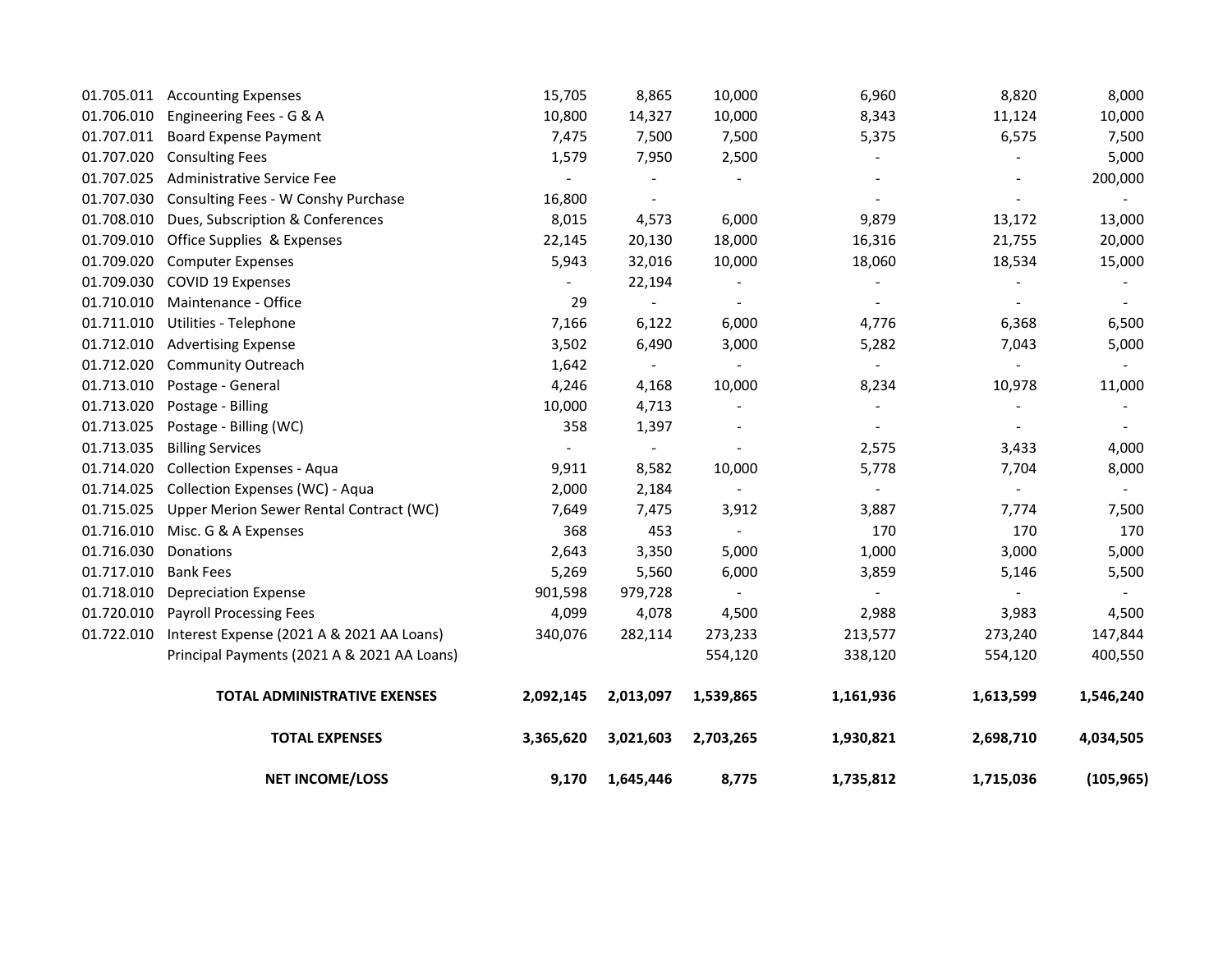| | | | | | | | |
|---|---|---|---|---|---|---|---|
| 01.705.011 | Accounting Expenses | 15,705 | 8,865 | 10,000 | 6,960 | 8,820 | 8,000 |
| 01.706.010 | Engineering Fees - G & A | 10,800 | 14,327 | 10,000 | 8,343 | 11,124 | 10,000 |
| 01.707.011 | Board Expense Payment | 7,475 | 7,500 | 7,500 | 5,375 | 6,575 | 7,500 |
| 01.707.020 | Consulting Fees | 1,579 | 7,950 | 2,500 | - | - | 5,000 |
| 01.707.025 | Administrative Service Fee | - | - | - | - | - | 200,000 |
| 01.707.030 | Consulting Fees - W Conshy Purchase | 16,800 | - | | - | - | - |
| 01.708.010 | Dues, Subscription & Conferences | 8,015 | 4,573 | 6,000 | 9,879 | 13,172 | 13,000 |
| 01.709.010 | Office Supplies & Expenses | 22,145 | 20,130 | 18,000 | 16,316 | 21,755 | 20,000 |
| 01.709.020 | Computer Expenses | 5,943 | 32,016 | 10,000 | 18,060 | 18,534 | 15,000 |
| 01.709.030 | COVID 19 Expenses | - | 22,194 | - | - | - | - |
| 01.710.010 | Maintenance - Office | 29 | - | - | - | - | - |
| 01.711.010 | Utilities - Telephone | 7,166 | 6,122 | 6,000 | 4,776 | 6,368 | 6,500 |
| 01.712.010 | Advertising Expense | 3,502 | 6,490 | 3,000 | 5,282 | 7,043 | 5,000 |
| 01.712.020 | Community Outreach | 1,642 | - | - | - | - | - |
| 01.713.010 | Postage - General | 4,246 | 4,168 | 10,000 | 8,234 | 10,978 | 11,000 |
| 01.713.020 | Postage - Billing | 10,000 | 4,713 | - | - | - | - |
| 01.713.025 | Postage - Billing (WC) | 358 | 1,397 | - | - | - | - |
| 01.713.035 | Billing Services | - | - | - | 2,575 | 3,433 | 4,000 |
| 01.714.020 | Collection Expenses - Aqua | 9,911 | 8,582 | 10,000 | 5,778 | 7,704 | 8,000 |
| 01.714.025 | Collection Expenses (WC) - Aqua | 2,000 | 2,184 | - | - | - | - |
| 01.715.025 | Upper Merion Sewer Rental Contract (WC) | 7,649 | 7,475 | 3,912 | 3,887 | 7,774 | 7,500 |
| 01.716.010 | Misc. G & A Expenses | 368 | 453 | - | 170 | 170 | 170 |
| 01.716.030 | Donations | 2,643 | 3,350 | 5,000 | 1,000 | 3,000 | 5,000 |
| 01.717.010 | Bank Fees | 5,269 | 5,560 | 6,000 | 3,859 | 5,146 | 5,500 |
| 01.718.010 | Depreciation Expense | 901,598 | 979,728 | - | - | - | - |
| 01.720.010 | Payroll Processing Fees | 4,099 | 4,078 | 4,500 | 2,988 | 3,983 | 4,500 |
| 01.722.010 | Interest Expense (2021 A & 2021 AA Loans) | 340,076 | 282,114 | 273,233 | 213,577 | 273,240 | 147,844 |
| | Principal Payments (2021 A & 2021 AA Loans) | | | 554,120 | 338,120 | 554,120 | 400,550 |
| | **TOTAL ADMINISTRATIVE EXENSES** | **2,092,145** | **2,013,097** | **1,539,865** | **1,161,936** | **1,613,599** | **1,546,240** |
| | **TOTAL EXPENSES** | **3,365,620** | **3,021,603** | **2,703,265** | **1,930,821** | **2,698,710** | **4,034,505** |
| | **NET INCOME/LOSS** | **9,170** | **1,645,446** | **8,775** | **1,735,812** | **1,715,036** | **(105,965)** |